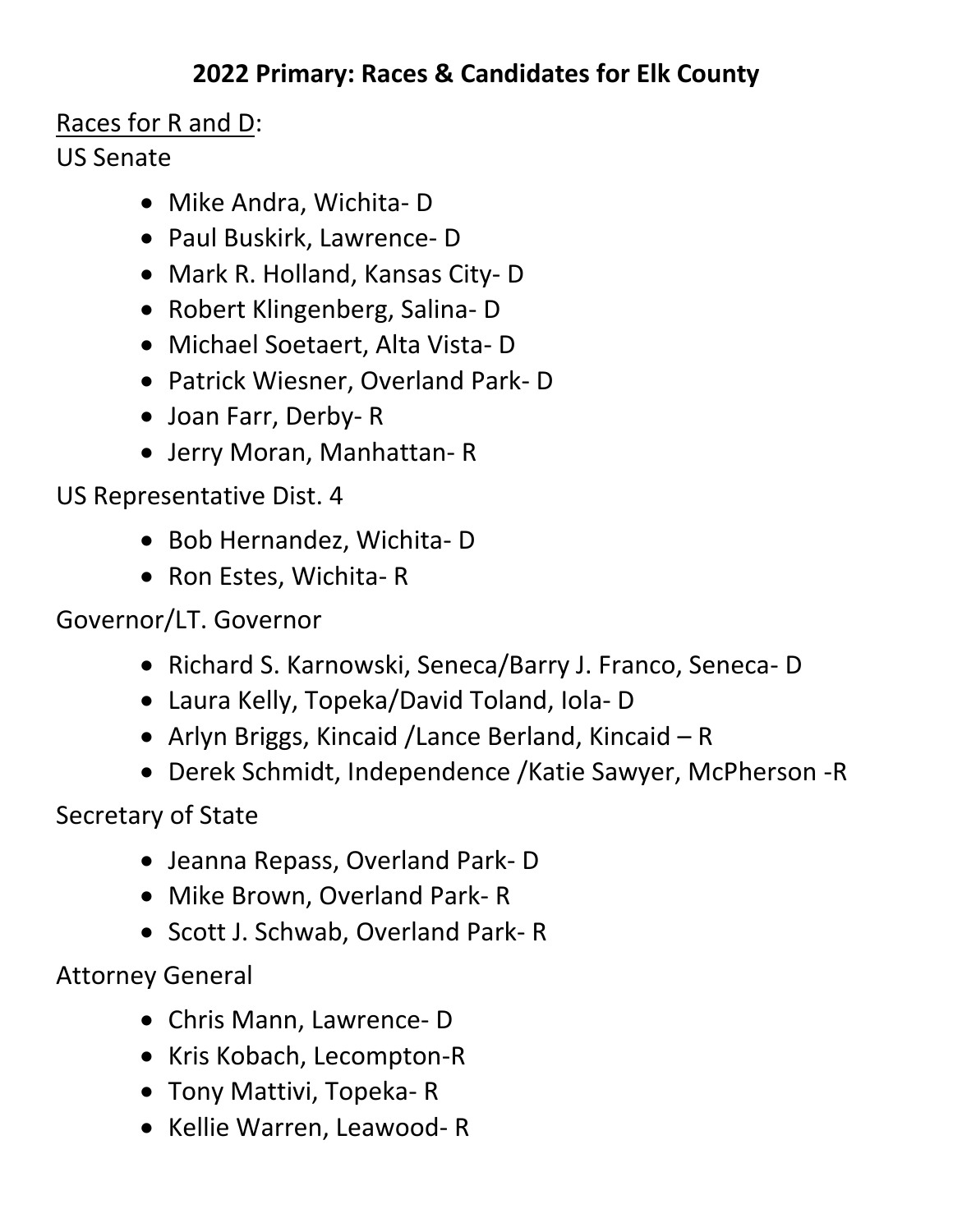# 2022 Primary: Races & Candidates for Elk County

<u>Races for R and D</u>:

US Senate

- Mike Andra, Wichita- D
- Paul Buskirk, Lawrence- D
- Mark R. Holland, Kansas City- D
- Robert Klingenberg, Salina- D
- Michael Soetaert, Alta Vista- D
- Patrick Wiesner, Overland Park- D
- Joan Farr, Derby- R
- Jerry Moran, Manhattan- R

US Representative Dist. 4

- Bob Hernandez, Wichita- D
- Ron Estes, Wichita- R

Governor/LT. Governor

- Richard S. Karnowski, Seneca/Barry J. Franco, Seneca- D
- Laura Kelly, Topeka/David Toland, Iola- D
- Arlyn Briggs, Kincaid /Lance Berland, Kincaid – R
- Derek Schmidt, Independence /Katie Sawyer, McPherson -R

Secretary of State

- Jeanna Repass, Overland Park- D
- Mike Brown, Overland Park- R
- Scott J. Schwab, Overland Park- R

Attorney General

- Chris Mann, Lawrence- D
- Kris Kobach, Lecompton-R
- Tony Mattivi, Topeka- R
- Kellie Warren, Leawood- R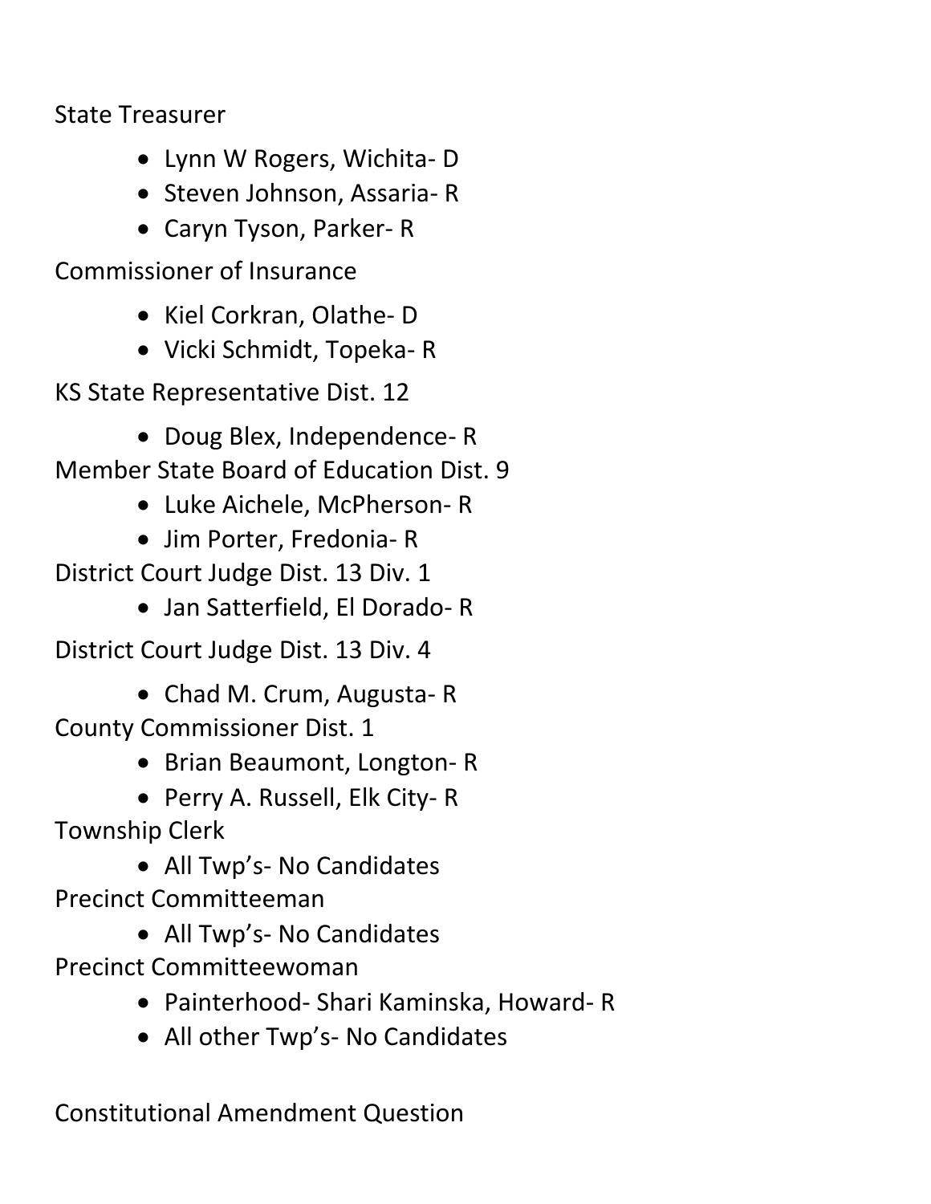State Treasurer

- Lynn W Rogers, Wichita- D
- Steven Johnson, Assaria- R
- Caryn Tyson, Parker- R

Commissioner of Insurance

- Kiel Corkran, Olathe- D
- Vicki Schmidt, Topeka- R

KS State Representative Dist. 12

- Doug Blex, Independence- R

Member State Board of Education Dist. 9

- Luke Aichele, McPherson- R
- Jim Porter, Fredonia- R

District Court Judge Dist. 13 Div. 1

- Jan Satterfield, El Dorado- R

District Court Judge Dist. 13 Div. 4

- Chad M. Crum, Augusta- R

County Commissioner Dist. 1

- Brian Beaumont, Longton- R
- Perry A. Russell, Elk City- R

Township Clerk

- All Twp's- No Candidates

Precinct Committeeman

- All Twp's- No Candidates

Precinct Committeewoman

- Painterhood- Shari Kaminska, Howard- R
- All other Twp's- No Candidates

Constitutional Amendment Question